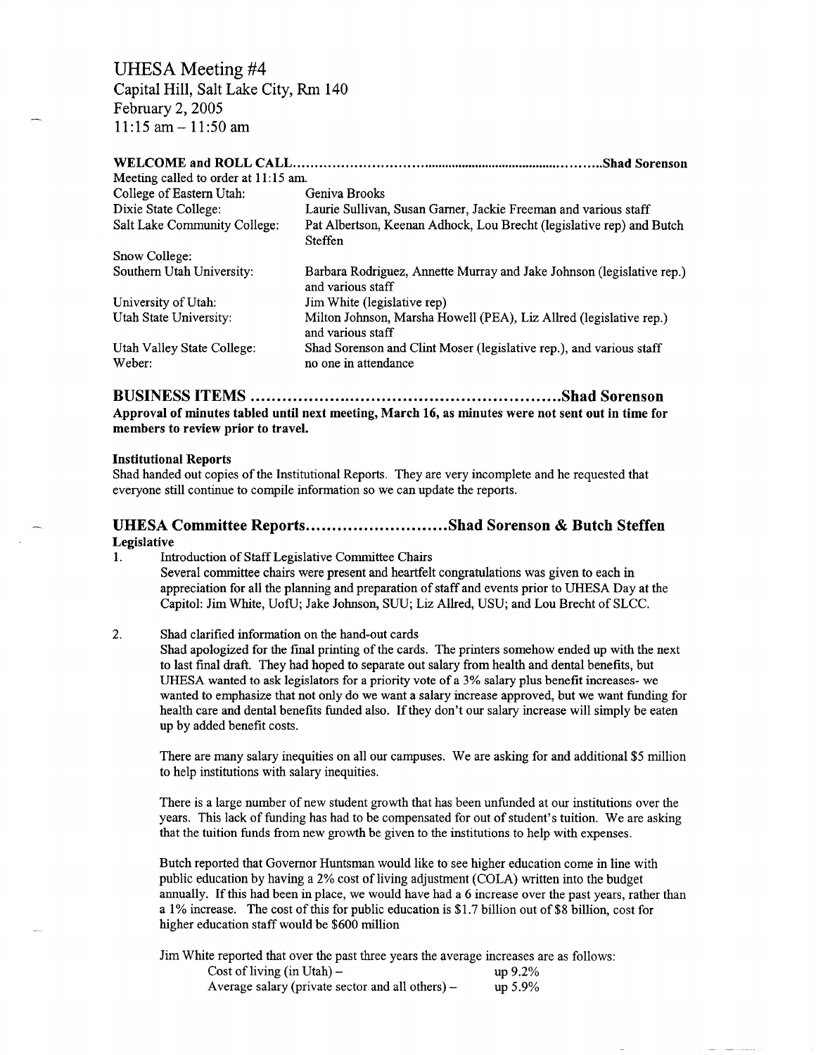# UHESA Meeting #4

Capital Hill, Salt Lake City, Rm 140
February 2, 2005
11:15 am – 11:50 am

**WELCOME and ROLL CALL..............................................................................Shad Sorenson**

Meeting called to order at 11:15 am.

| | |
|---|---|
| College of Eastern Utah: | Geniva Brooks |
| Dixie State College: | Laurie Sullivan, Susan Garner, Jackie Freeman and various staff |
| Salt Lake Community College: | Pat Albertson, Keenan Adhock, Lou Brecht (legislative rep) and Butch Steffen |
| Snow College: | |
| Southern Utah University: | Barbara Rodriguez, Annette Murray and Jake Johnson (legislative rep.) and various staff |
| University of Utah: | Jim White (legislative rep) |
| Utah State University: | Milton Johnson, Marsha Howell (PEA), Liz Allred (legislative rep.) and various staff |
| Utah Valley State College: | Shad Sorenson and Clint Moser (legislative rep.), and various staff |
| Weber: | no one in attendance |

## BUSINESS ITEMS ........................................................Shad Sorenson

**Approval of minutes tabled until next meeting, March 16, as minutes were not sent out in time for members to review prior to travel.**

**Institutional Reports**

Shad handed out copies of the Institutional Reports. They are very incomplete and he requested that everyone still continue to compile information so we can update the reports.

## UHESA Committee Reports..........................Shad Sorenson & Butch Steffen

**Legislative**

1. Introduction of Staff Legislative Committee Chairs

   Several committee chairs were present and heartfelt congratulations was given to each in appreciation for all the planning and preparation of staff and events prior to UHESA Day at the Capitol: Jim White, UofU; Jake Johnson, SUU; Liz Allred, USU; and Lou Brecht of SLCC.

2. Shad clarified information on the hand-out cards

   Shad apologized for the final printing of the cards. The printers somehow ended up with the next to last final draft. They had hoped to separate out salary from health and dental benefits, but UHESA wanted to ask legislators for a priority vote of a 3% salary plus benefit increases- we wanted to emphasize that not only do we want a salary increase approved, but we want funding for health care and dental benefits funded also. If they don't our salary increase will simply be eaten up by added benefit costs.

   There are many salary inequities on all our campuses. We are asking for and additional $5 million to help institutions with salary inequities.

   There is a large number of new student growth that has been unfunded at our institutions over the years. This lack of funding has had to be compensated for out of student's tuition. We are asking that the tuition funds from new growth be given to the institutions to help with expenses.

   Butch reported that Governor Huntsman would like to see higher education come in line with public education by having a 2% cost of living adjustment (COLA) written into the budget annually. If this had been in place, we would have had a 6 increase over the past years, rather than a 1% increase. The cost of this for public education is $1.7 billion out of $8 billion, cost for higher education staff would be $600 million

   Jim White reported that over the past three years the average increases are as follows:

   | | |
   |---|---|
   | Cost of living (in Utah) – | up 9.2% |
   | Average salary (private sector and all others) – | up 5.9% |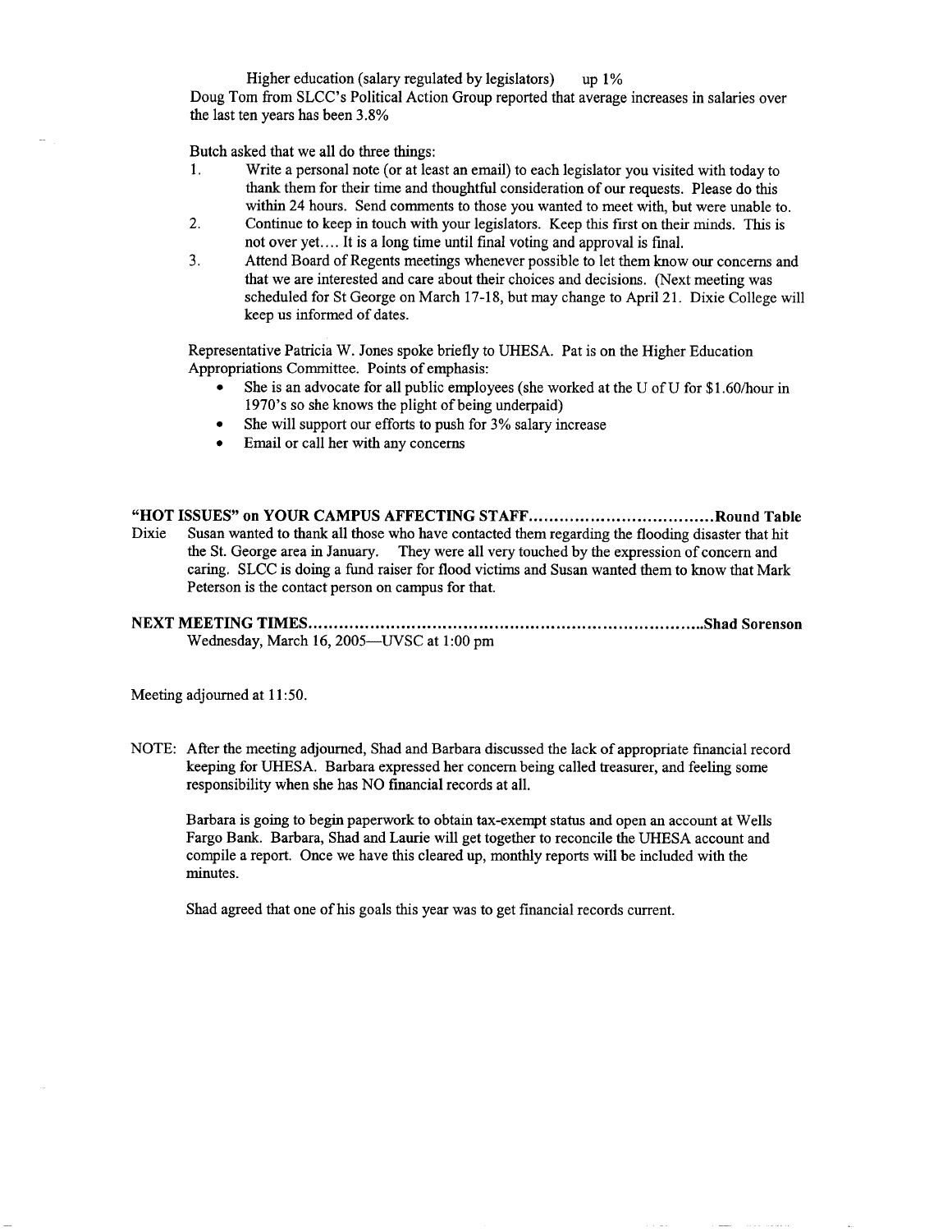Higher education (salary regulated by legislators)     up 1%

Doug Tom from SLCC's Political Action Group reported that average increases in salaries over the last ten years has been 3.8%

Butch asked that we all do three things:

1. Write a personal note (or at least an email) to each legislator you visited with today to thank them for their time and thoughtful consideration of our requests. Please do this within 24 hours. Send comments to those you wanted to meet with, but were unable to.
2. Continue to keep in touch with your legislators. Keep this first on their minds. This is not over yet.... It is a long time until final voting and approval is final.
3. Attend Board of Regents meetings whenever possible to let them know our concerns and that we are interested and care about their choices and decisions. (Next meeting was scheduled for St George on March 17-18, but may change to April 21. Dixie College will keep us informed of dates.

Representative Patricia W. Jones spoke briefly to UHESA. Pat is on the Higher Education Appropriations Committee. Points of emphasis:

- She is an advocate for all public employees (she worked at the U of U for $1.60/hour in 1970's so she knows the plight of being underpaid)
- She will support our efforts to push for 3% salary increase
- Email or call her with any concerns

**"HOT ISSUES" on YOUR CAMPUS AFFECTING STAFF....................................Round Table**

Dixie  Susan wanted to thank all those who have contacted them regarding the flooding disaster that hit the St. George area in January. They were all very touched by the expression of concern and caring. SLCC is doing a fund raiser for flood victims and Susan wanted them to know that Mark Peterson is the contact person on campus for that.

**NEXT MEETING TIMES..........................................................................Shad Sorenson**

Wednesday, March 16, 2005—UVSC at 1:00 pm

Meeting adjourned at 11:50.

NOTE: After the meeting adjourned, Shad and Barbara discussed the lack of appropriate financial record keeping for UHESA. Barbara expressed her concern being called treasurer, and feeling some responsibility when she has NO financial records at all.

Barbara is going to begin paperwork to obtain tax-exempt status and open an account at Wells Fargo Bank. Barbara, Shad and Laurie will get together to reconcile the UHESA account and compile a report. Once we have this cleared up, monthly reports will be included with the minutes.

Shad agreed that one of his goals this year was to get financial records current.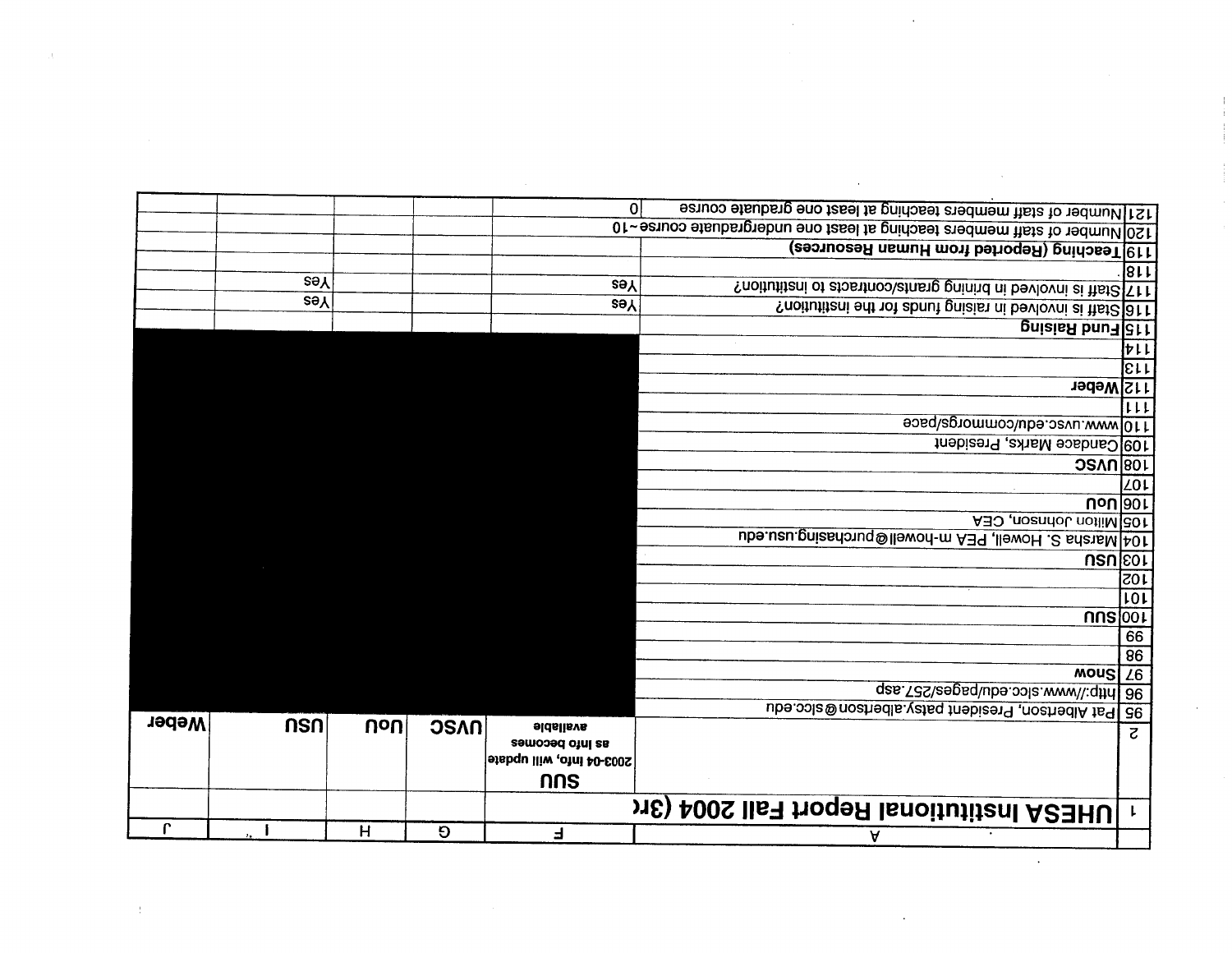| | A | F | G | H | I | J |
|---|---|---|---|---|---|---|
| 1 | **UHESA Institutional Report Fall 2004 (3rc** | | | | | |
| 2 | | **SUU** 2003-04 Info, will update as info becomes available | **UVSC** | **UoU** | **USU** | **Weber** |
| 95 | Pat Albertson, President patsy.albertson@slcc.edu | | | | | |
| 96 | http://www.slcc.edu/pages/257.asp | | | | | |
| 97 | **Snow** | | | | | |
| 98 | | | | | | |
| 99 | | | | | | |
| 100 | **SUU** | | | | | |
| 101 | | | | | | |
| 102 | | | | | | |
| 103 | **USU** | | | | | |
| 104 | Marsha S. Howell, PEA m-howell@purchasing.usu.edu | | | | | |
| 105 | Milton Johnson, CEA | | | | | |
| 106 | **UoU** | | | | | |
| 107 | | | | | | |
| 108 | **UVSC** | | | | | |
| 109 | Candace Marks, President | | | | | |
| 110 | www.uvsc.edu/commorgs/pace | | | | | |
| 111 | | | | | | |
| 112 | **Weber** | | | | | |
| 113 | | | | | | |
| 114 | | | | | | |
| 115 | **Fund Raising** | | | | | |
| 116 | Staff is involved in raising funds for the institution? | Yes | | | Yes | |
| 117 | Staff is involved in brining grants/contracts to institution? | Yes | | | Yes | |
| 118 | . | | | | | |
| 119 | **Teaching (Reported from Human Resources)** | | | | | |
| 120 | Number of staff members teaching at least one undergraduate course | ~10 | | | | |
| 121 | Number of staff members teaching at least one graduate course | 0 | | | | |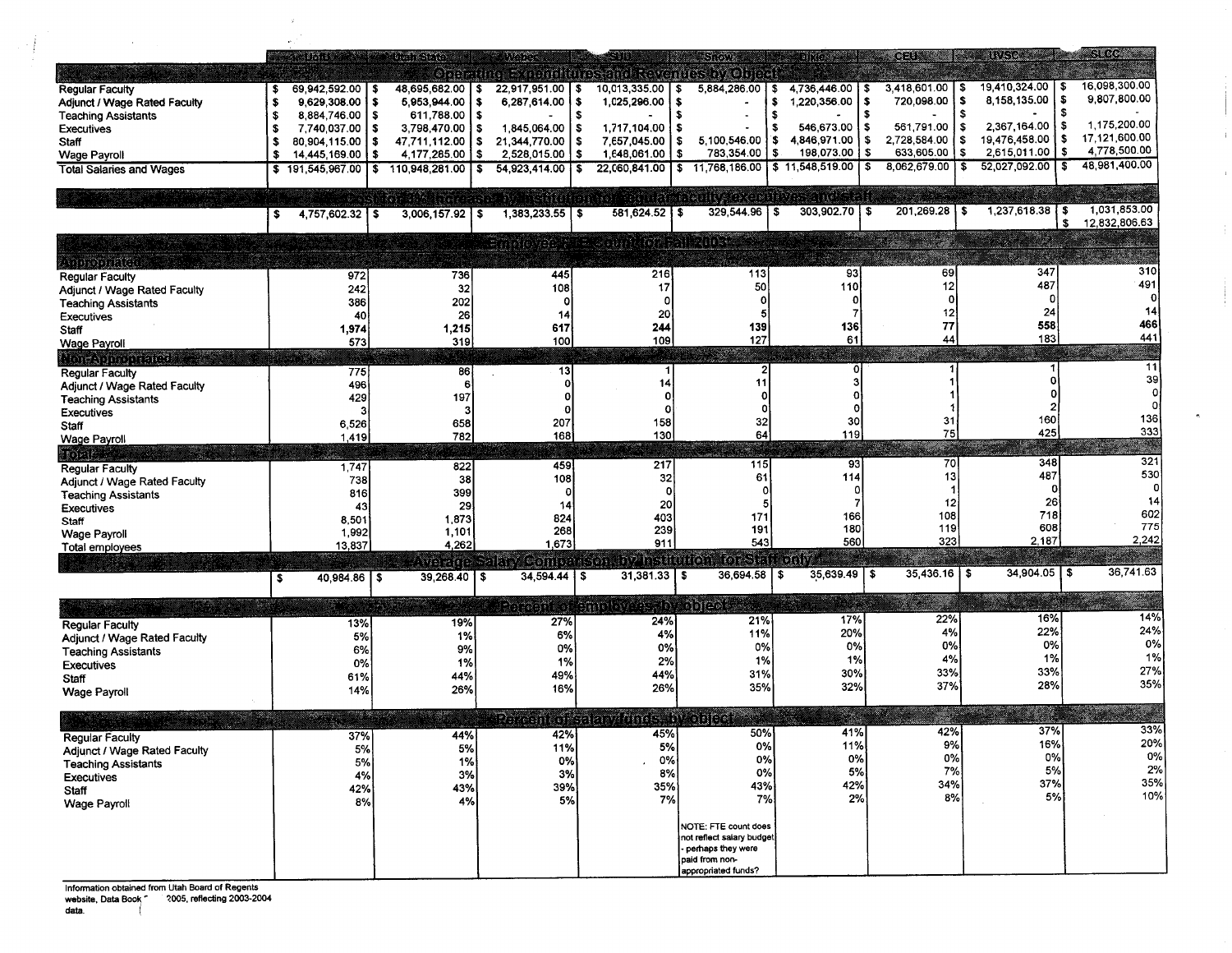| | U of U | Utah State | Weber | SUU | Snow | Dixie | CEU | UVSC | SLCC |
|---|---|---|---|---|---|---|---|---|---|
| **Operating Expenditures and Revenues by Object** | | | | | | | | | |
| Regular Faculty | $ 69,942,592.00 | $ 48,695,682.00 | $ 22,917,951.00 | $ 10,013,335.00 | $ 5,884,286.00 | $ 4,736,446.00 | $ 3,418,601.00 | $ 19,410,324.00 | $ 16,098,300.00 |
| Adjunct / Wage Rated Faculty | $ 9,629,308.00 | $ 5,953,944.00 | $ 6,287,614.00 | $ 1,025,296.00 | $ - | $ 1,220,356.00 | $ 720,098.00 | $ 8,158,135.00 | $ 9,807,800.00 |
| Teaching Assistants | $ 8,884,746.00 | $ 611,788.00 | $ - | $ - | $ - | $ - | $ - | $ - | $ - |
| Executives | $ 7,740,037.00 | $ 3,798,470.00 | $ 1,845,064.00 | $ 1,717,104.00 | $ - | $ 546,673.00 | $ 561,791.00 | $ 2,367,164.00 | $ 1,175,200.00 |
| Staff | $ 80,904,115.00 | $ 47,711,112.00 | $ 21,344,770.00 | $ 7,657,045.00 | $ 5,100,546.00 | $ 4,846,971.00 | $ 2,728,584.00 | $ 19,476,458.00 | $ 17,121,600.00 |
| Wage Payroll | $ 14,445,169.00 | $ 4,177,265.00 | $ 2,528,015.00 | $ 1,648,061.00 | $ 783,354.00 | $ 198,073.00 | $ 633,605.00 | $ 2,615,011.00 | $ 4,778,500.00 |
| Total Salaries and Wages | $ 191,545,967.00 | $ 110,948,281.00 | $ 54,923,414.00 | $ 22,060,841.00 | $ 11,768,186.00 | $ 11,548,519.00 | $ 8,062,679.00 | $ 52,027,092.00 | $ 48,981,400.00 |
| **Cost for 3% increase by institution for regular faculty, executives and staff** | | | | | | | | | |
| | $ 4,757,602.32 | $ 3,006,157.92 | $ 1,383,233.55 | $ 581,624.52 | $ 329,544.96 | $ 303,902.70 | $ 201,269.28 | $ 1,237,618.38 | $ 1,031,853.00 |
| | | | | | | | | | $ 12,832,806.63 |
| **Employee FTE count for Fall 2003** | | | | | | | | | |
| **Appropriated** | | | | | | | | | |
| Regular Faculty | 972 | 736 | 445 | 216 | 113 | 93 | 69 | 347 | 310 |
| Adjunct / Wage Rated Faculty | 242 | 32 | 108 | 17 | 50 | 110 | 12 | 487 | 491 |
| Teaching Assistants | 386 | 202 | 0 | 0 | 0 | 0 | 0 | 0 | 0 |
| Executives | 40 | 26 | 14 | 20 | 5 | 7 | 12 | 24 | 14 |
| Staff | **1,974** | **1,215** | **617** | **244** | **139** | **136** | **77** | **558** | **466** |
| Wage Payroll | 573 | 319 | 100 | 109 | 127 | 61 | 44 | 183 | 441 |
| **Non-Appropriated** | | | | | | | | | |
| Regular Faculty | 775 | 86 | 13 | 1 | 2 | 0 | 1 | 1 | 11 |
| Adjunct / Wage Rated Faculty | 496 | 6 | 0 | 14 | 11 | 3 | 1 | 0 | 39 |
| Teaching Assistants | 429 | 197 | 0 | 0 | 0 | 0 | 1 | 0 | 0 |
| Executives | 3 | 3 | 0 | 0 | 0 | 0 | 1 | 2 | 0 |
| Staff | 6,526 | 658 | 207 | 158 | 32 | 30 | 31 | 160 | 136 |
| Wage Payroll | 1,419 | 782 | 168 | 130 | 64 | 119 | 75 | 425 | 333 |
| **Total** | | | | | | | | | |
| Regular Faculty | 1,747 | 822 | 459 | 217 | 115 | 93 | 70 | 348 | 321 |
| Adjunct / Wage Rated Faculty | 738 | 38 | 108 | 32 | 61 | 114 | 13 | 487 | 530 |
| Teaching Assistants | 816 | 399 | 0 | 0 | 0 | 0 | 1 | 0 | 0 |
| Executives | 43 | 29 | 14 | 20 | 5 | 7 | 12 | 26 | 14 |
| Staff | 8,501 | 1,873 | 824 | 403 | 171 | 166 | 108 | 718 | 602 |
| Wage Payroll | 1,992 | 1,101 | 268 | 239 | 191 | 180 | 119 | 608 | 775 |
| Total employees | 13,837 | 4,262 | 1,673 | 911 | 543 | 560 | 323 | 2,187 | 2,242 |
| **Average Salary Comparison, by Institution, for Staff only** | | | | | | | | | |
| | $ 40,984.86 | $ 39,268.40 | $ 34,594.44 | $ 31,381.33 | $ 36,694.58 | $ 35,639.49 | $ 35,436.16 | $ 34,904.05 | $ 36,741.63 |
| **Percent of employees, by object** | | | | | | | | | |
| Regular Faculty | 13% | 19% | 27% | 24% | 21% | 17% | 22% | 16% | 14% |
| Adjunct / Wage Rated Faculty | 5% | 1% | 6% | 4% | 11% | 20% | 4% | 22% | 24% |
| Teaching Assistants | 6% | 9% | 0% | 0% | 0% | 0% | 0% | 0% | 0% |
| Executives | 0% | 1% | 1% | 2% | 1% | 1% | 4% | 1% | 1% |
| Staff | 61% | 44% | 49% | 44% | 31% | 30% | 33% | 33% | 27% |
| Wage Payroll | 14% | 26% | 16% | 26% | 35% | 32% | 37% | 28% | 35% |
| **Percent of salary funds, by object** | | | | | | | | | |
| Regular Faculty | 37% | 44% | 42% | 45% | 50% | 41% | 42% | 37% | 33% |
| Adjunct / Wage Rated Faculty | 5% | 5% | 11% | 5% | 0% | 11% | 9% | 16% | 20% |
| Teaching Assistants | 5% | 1% | 0% | 0% | 0% | 0% | 0% | 0% | 0% |
| Executives | 4% | 3% | 3% | 8% | 0% | 5% | 7% | 5% | 2% |
| Staff | 42% | 43% | 39% | 35% | 43% | 42% | 34% | 37% | 35% |
| Wage Payroll | 8% | 4% | 5% | 7% | 7% | 2% | 8% | 5% | 10% |
| | | | | | NOTE: FTE count does not reflect salary budget - perhaps they were paid from non-appropriated funds? | | | | |

Information obtained from Utah Board of Regents website, Data Book 2005, reflecting 2003-2004 data.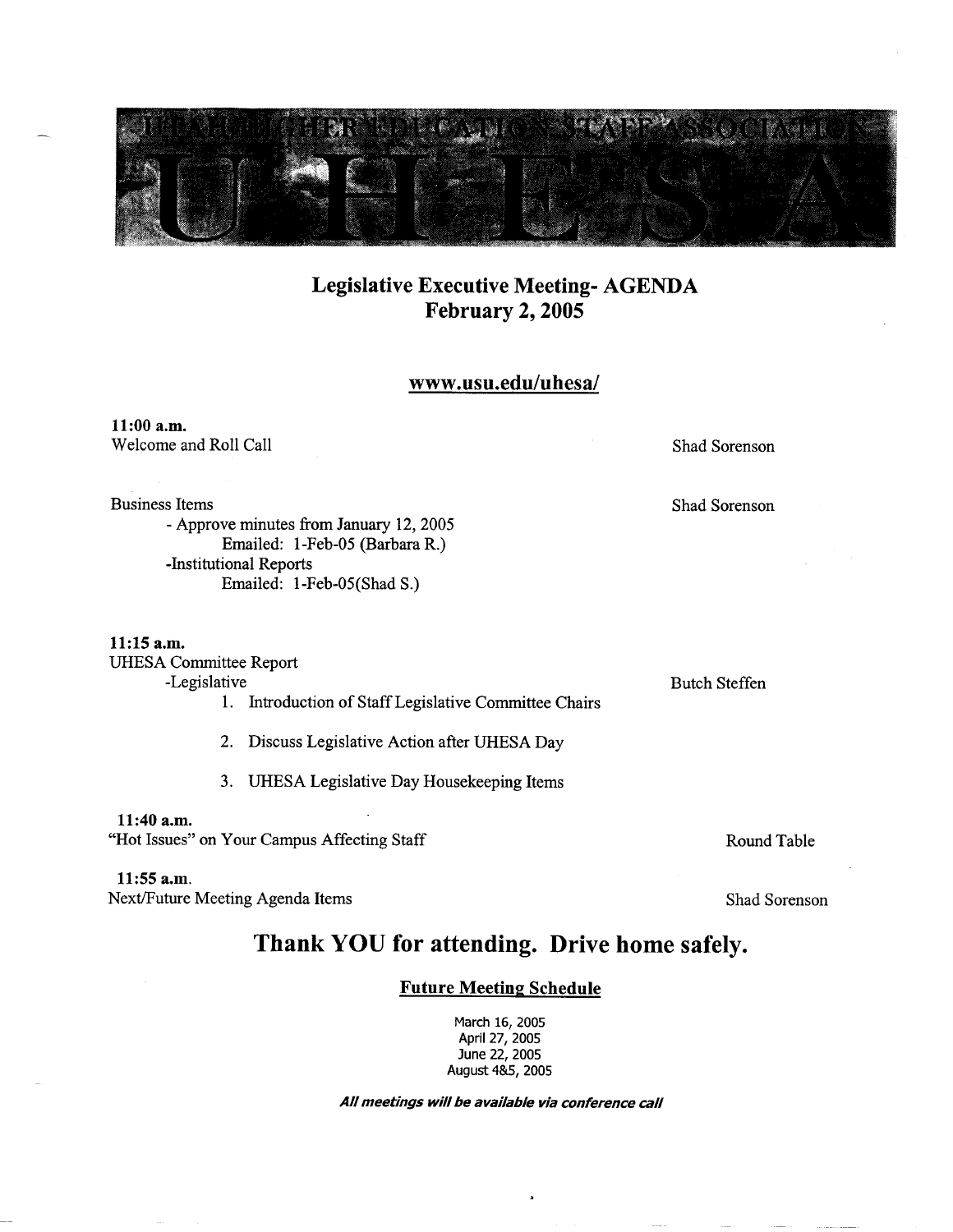UTAH HIGHER EDUCATION STAFF ASSOCIATION

UHESA

## Legislative Executive Meeting- AGENDA
## February 2, 2005

www.usu.edu/uhesa/

**11:00 a.m.**
Welcome and Roll Call — Shad Sorenson

Business Items — Shad Sorenson

- Approve minutes from January 12, 2005
  Emailed: 1-Feb-05 (Barbara R.)
- Institutional Reports
  Emailed: 1-Feb-05(Shad S.)

**11:15 a.m.**
UHESA Committee Report

- Legislative — Butch Steffen
  1. Introduction of Staff Legislative Committee Chairs
  2. Discuss Legislative Action after UHESA Day
  3. UHESA Legislative Day Housekeeping Items

**11:40 a.m.**
"Hot Issues" on Your Campus Affecting Staff — Round Table

**11:55 a.m.**
Next/Future Meeting Agenda Items — Shad Sorenson

# Thank YOU for attending. Drive home safely.

**Future Meeting Schedule**

March 16, 2005
April 27, 2005
June 22, 2005
August 4&5, 2005

***All meetings will be available via conference call***